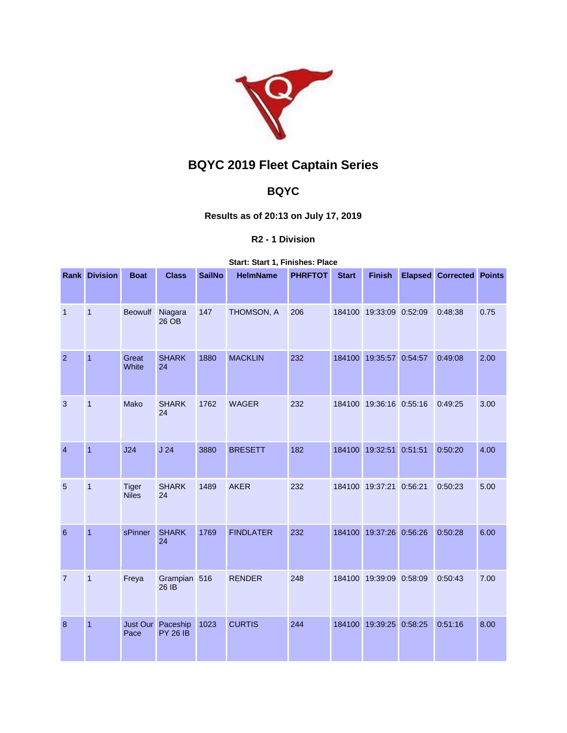# BQYC 2019 Fleet Captain Series

## BQYC

### Results as of 20:13 on July 17, 2019

#### R2 - 1 Division

**Start: Start 1, Finishes: Place**

| Rank | Division | Boat | Class | SailNo | HelmName | PHRFTOT | Start | Finish | Elapsed | Corrected | Points |
|---|---|---|---|---|---|---|---|---|---|---|---|
| 1 | 1 | Beowulf | Niagara 26 OB | 147 | THOMSON, A | 206 | 184100 | 19:33:09 | 0:52:09 | 0:48:38 | 0.75 |
| 2 | 1 | Great White | SHARK 24 | 1880 | MACKLIN | 232 | 184100 | 19:35:57 | 0:54:57 | 0:49:08 | 2.00 |
| 3 | 1 | Mako | SHARK 24 | 1762 | WAGER | 232 | 184100 | 19:36:16 | 0:55:16 | 0:49:25 | 3.00 |
| 4 | 1 | J24 | J 24 | 3880 | BRESETT | 182 | 184100 | 19:32:51 | 0:51:51 | 0:50:20 | 4.00 |
| 5 | 1 | Tiger Niles | SHARK 24 | 1489 | AKER | 232 | 184100 | 19:37:21 | 0:56:21 | 0:50:23 | 5.00 |
| 6 | 1 | sPinner | SHARK 24 | 1769 | FINDLATER | 232 | 184100 | 19:37:26 | 0:56:26 | 0:50:28 | 6.00 |
| 7 | 1 | Freya | Grampian 26 IB | 516 | RENDER | 248 | 184100 | 19:39:09 | 0:58:09 | 0:50:43 | 7.00 |
| 8 | 1 | Just Our Pace | Paceship PY 26 IB | 1023 | CURTIS | 244 | 184100 | 19:39:25 | 0:58:25 | 0:51:16 | 8.00 |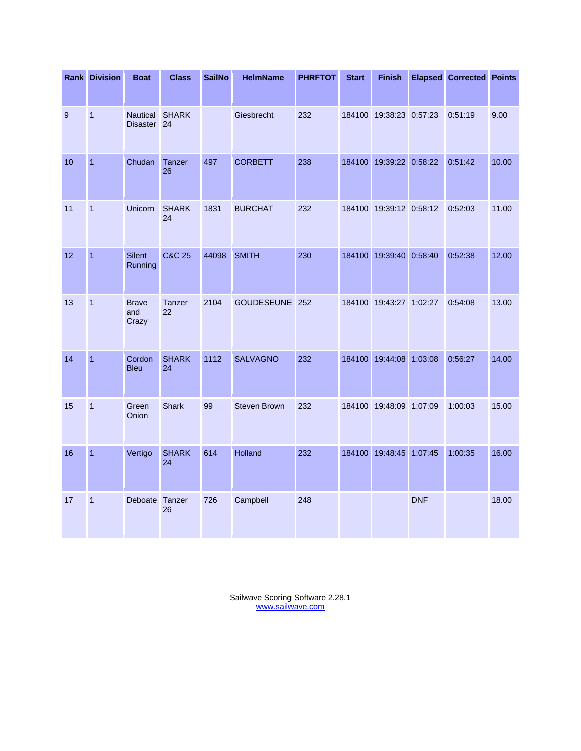| Rank | Division | Boat | Class | SailNo | HelmName | PHRFTOT | Start | Finish | Elapsed | Corrected | Points |
|---|---|---|---|---|---|---|---|---|---|---|---|
| 9 | 1 | Nautical Disaster | SHARK 24 | | Giesbrecht | 232 | 184100 | 19:38:23 | 0:57:23 | 0:51:19 | 9.00 |
| 10 | 1 | Chudan | Tanzer 26 | 497 | CORBETT | 238 | 184100 | 19:39:22 | 0:58:22 | 0:51:42 | 10.00 |
| 11 | 1 | Unicorn | SHARK 24 | 1831 | BURCHAT | 232 | 184100 | 19:39:12 | 0:58:12 | 0:52:03 | 11.00 |
| 12 | 1 | Silent Running | C&C 25 | 44098 | SMITH | 230 | 184100 | 19:39:40 | 0:58:40 | 0:52:38 | 12.00 |
| 13 | 1 | Brave and Crazy | Tanzer 22 | 2104 | GOUDESEUNE | 252 | 184100 | 19:43:27 | 1:02:27 | 0:54:08 | 13.00 |
| 14 | 1 | Cordon Bleu | SHARK 24 | 1112 | SALVAGNO | 232 | 184100 | 19:44:08 | 1:03:08 | 0:56:27 | 14.00 |
| 15 | 1 | Green Onion | Shark | 99 | Steven Brown | 232 | 184100 | 19:48:09 | 1:07:09 | 1:00:03 | 15.00 |
| 16 | 1 | Vertigo | SHARK 24 | 614 | Holland | 232 | 184100 | 19:48:45 | 1:07:45 | 1:00:35 | 16.00 |
| 17 | 1 | Deboate | Tanzer 26 | 726 | Campbell | 248 | | | DNF | | 18.00 |

Sailwave Scoring Software 2.28.1
www.sailwave.com